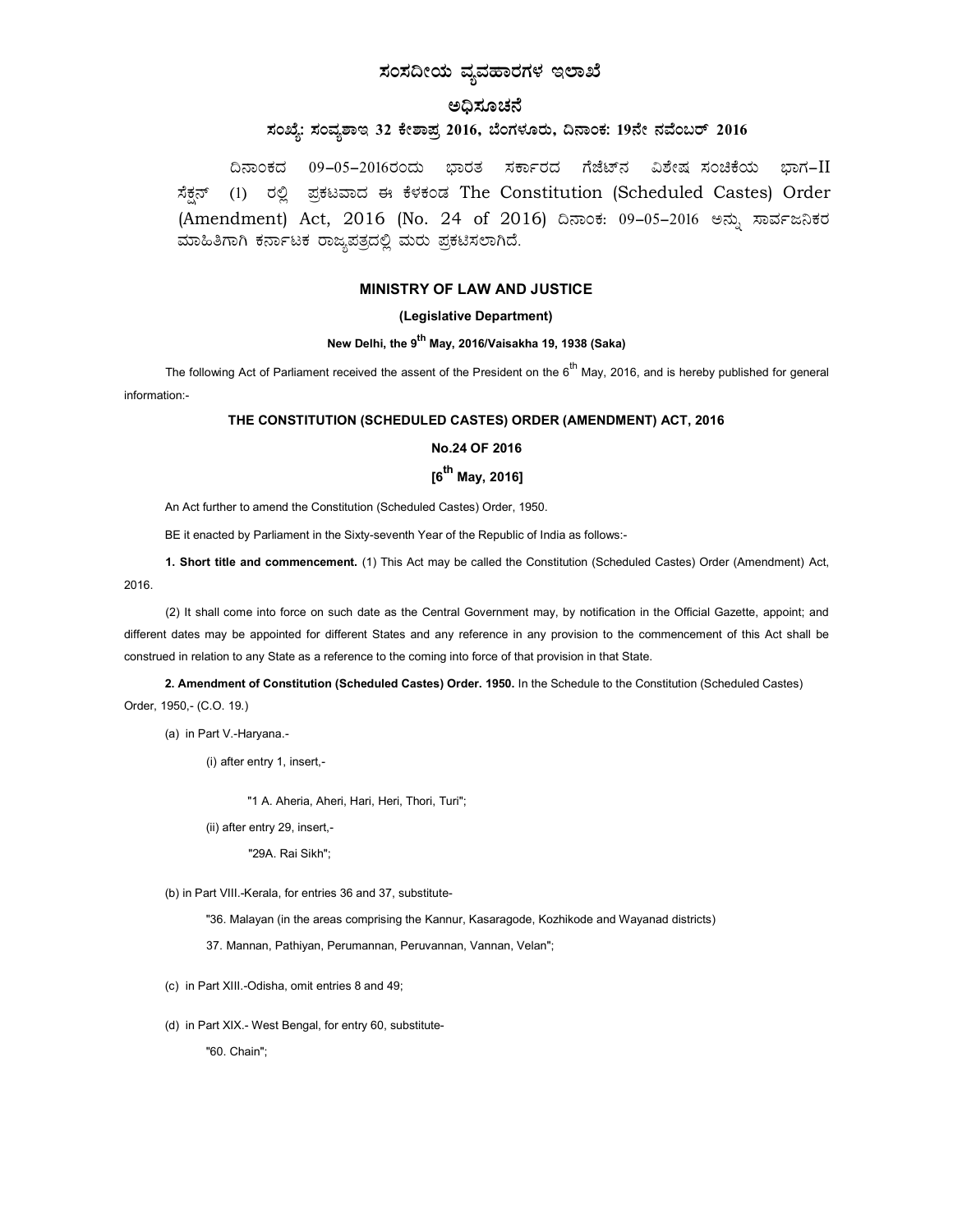# ಸಂಸದೀಯ ವ್ಯವಹಾರಗಳ ಇಲಾಖೆ

## ಅಧಿಸೂಚನೆ

### ಸಂಖ್ಯೆ: ಸಂವ್ಯಶಾಇ 32 ಕೇಶಾಪ್ರ 2016, ಬೆಂಗಳೂರು, ದಿನಾಂಕ: 19ನೇ ನವೆಂಬರ್ 2016

ದಿನಾಂಕದ 09–05–2016ರಂದು ಭಾರತ ಸರ್ಕಾರದ ಗೆಜೆಟ್‌ನ ವಿಶೇಷ ಸಂಚಿಕೆಯ ಭಾಗ–II ಸೆಕ್ಷನ್ (1) ರಲ್ಲಿ ಪ್ರಕಟವಾದ ಈ ಕೆಳಕಂಡ The Constitution (Scheduled Castes) Order (Amendment) Act, 2016 (No. 24 of 2016) ದಿನಾಂಕ: 09–05–2016 ಅನ್ನು ಸಾರ್ವಜನಿಕರ ಮಾಹಿತಿಗಾಗಿ ಕರ್ನಾಟಕ ರಾಜ್ಯಪತ್ರದಲ್ಲಿ ಮರು ಪ್ರಕಟಿಸಲಾಗಿದೆ.

**MINISTRY OF LAW AND JUSTICE**

**(Legislative Department)**

**New Delhi, the 9th May, 2016/Vaisakha 19, 1938 (Saka)**

The following Act of Parliament received the assent of the President on the 6th May, 2016, and is hereby published for general information:-

**THE CONSTITUTION (SCHEDULED CASTES) ORDER (AMENDMENT) ACT, 2016**

**No.24 OF 2016**

**[6th May, 2016]**

An Act further to amend the Constitution (Scheduled Castes) Order, 1950.

BE it enacted by Parliament in the Sixty-seventh Year of the Republic of India as follows:-

**1. Short title and commencement.** (1) This Act may be called the Constitution (Scheduled Castes) Order (Amendment) Act, 2016.

(2) It shall come into force on such date as the Central Government may, by notification in the Official Gazette, appoint; and different dates may be appointed for different States and any reference in any provision to the commencement of this Act shall be construed in relation to any State as a reference to the coming into force of that provision in that State.

**2. Amendment of Constitution (Scheduled Castes) Order. 1950.** In the Schedule to the Constitution (Scheduled Castes) Order, 1950,- (C.O. 19.)

(a) in Part V.-Haryana.-

(i) after entry 1, insert,-

"1 A. Aheria, Aheri, Hari, Heri, Thori, Turi";

(ii) after entry 29, insert,-

"29A. Rai Sikh";

(b) in Part VIII.-Kerala, for entries 36 and 37, substitute-

"36. Malayan (in the areas comprising the Kannur, Kasaragode, Kozhikode and Wayanad districts)

37. Mannan, Pathiyan, Perumannan, Peruvannan, Vannan, Velan";

(c) in Part XIII.-Odisha, omit entries 8 and 49;

(d) in Part XIX.- West Bengal, for entry 60, substitute-

"60. Chain";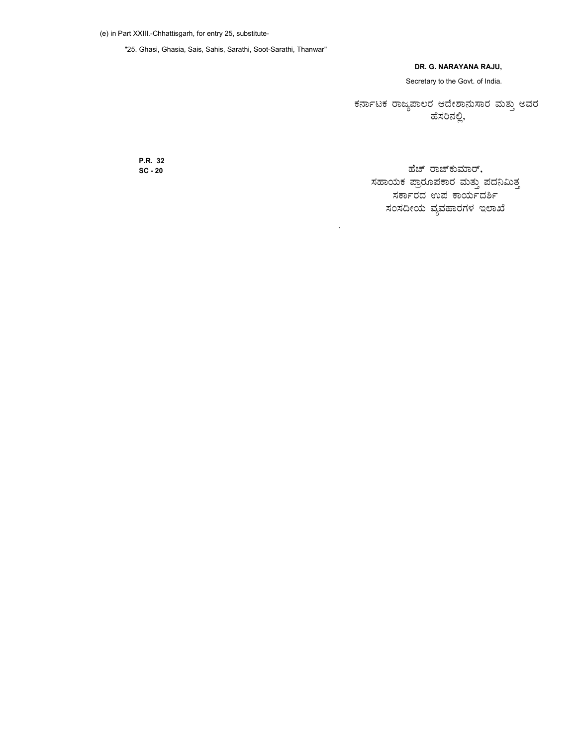(e) in Part XXIII.-Chhattisgarh, for entry 25, substitute-

"25. Ghasi, Ghasia, Sais, Sahis, Sarathi, Soot-Sarathi, Thanwar"

**DR. G. NARAYANA RAJU,**

Secretary to the Govt. of India.

ಕರ್ನಾಟಕ ರಾಜ್ಯಪಾಲರ ಆದೇಶಾನುಸಾರ ಮತ್ತು ಅವರ ಹೆಸರಿನಲ್ಲಿ,

**P.R. 32**
**SC - 20**

ಹೆಚ್ ರಾಜ್‌ಕುಮಾರ್,
ಸಹಾಯಕ ಪ್ರಾರೂಪಕಾರ ಮತ್ತು ಪದನಿಮಿತ್ತ
ಸರ್ಕಾರದ ಉಪ ಕಾರ್ಯದರ್ಶಿ
ಸಂಸದೀಯ ವ್ಯವಹಾರಗಳ ಇಲಾಖೆ